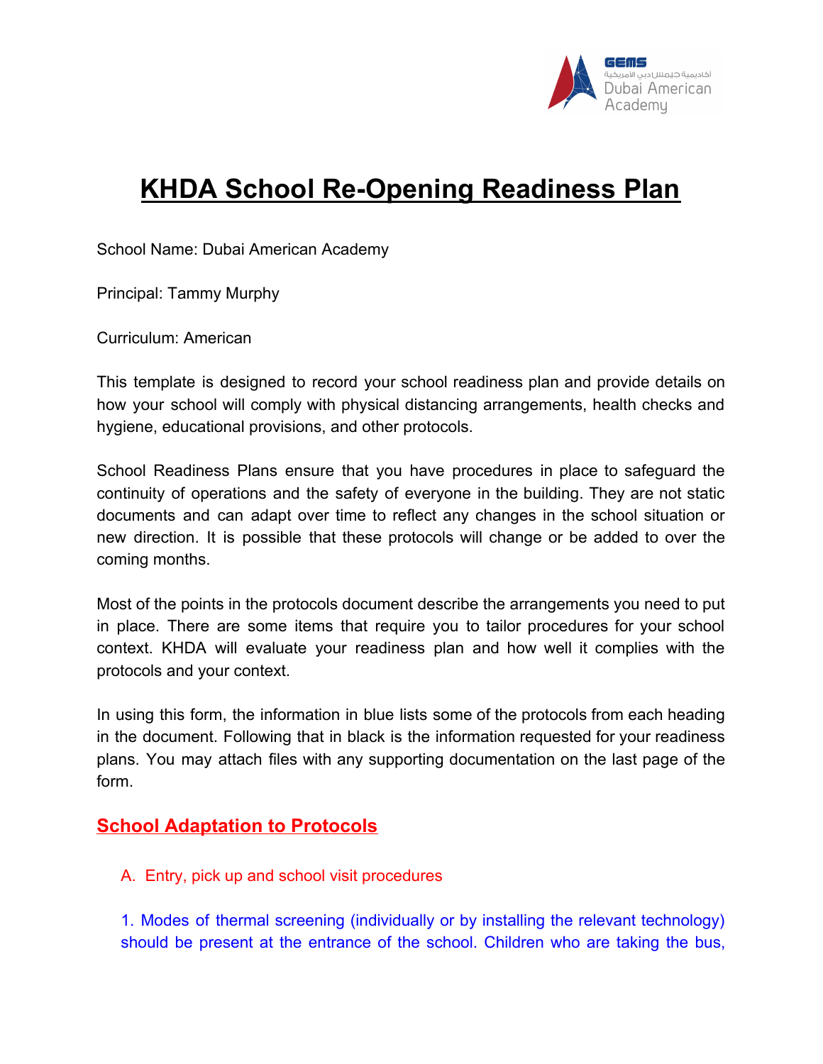# KHDA School Re-Opening Readiness Plan

School Name: Dubai American Academy

Principal: Tammy Murphy

Curriculum: American

This template is designed to record your school readiness plan and provide details on how your school will comply with physical distancing arrangements, health checks and hygiene, educational provisions, and other protocols.

School Readiness Plans ensure that you have procedures in place to safeguard the continuity of operations and the safety of everyone in the building. They are not static documents and can adapt over time to reflect any changes in the school situation or new direction. It is possible that these protocols will change or be added to over the coming months.

Most of the points in the protocols document describe the arrangements you need to put in place. There are some items that require you to tailor procedures for your school context. KHDA will evaluate your readiness plan and how well it complies with the protocols and your context.

In using this form, the information in blue lists some of the protocols from each heading in the document. Following that in black is the information requested for your readiness plans. You may attach files with any supporting documentation on the last page of the form.

## School Adaptation to Protocols

### A. Entry, pick up and school visit procedures

1. Modes of thermal screening (individually or by installing the relevant technology) should be present at the entrance of the school. Children who are taking the bus,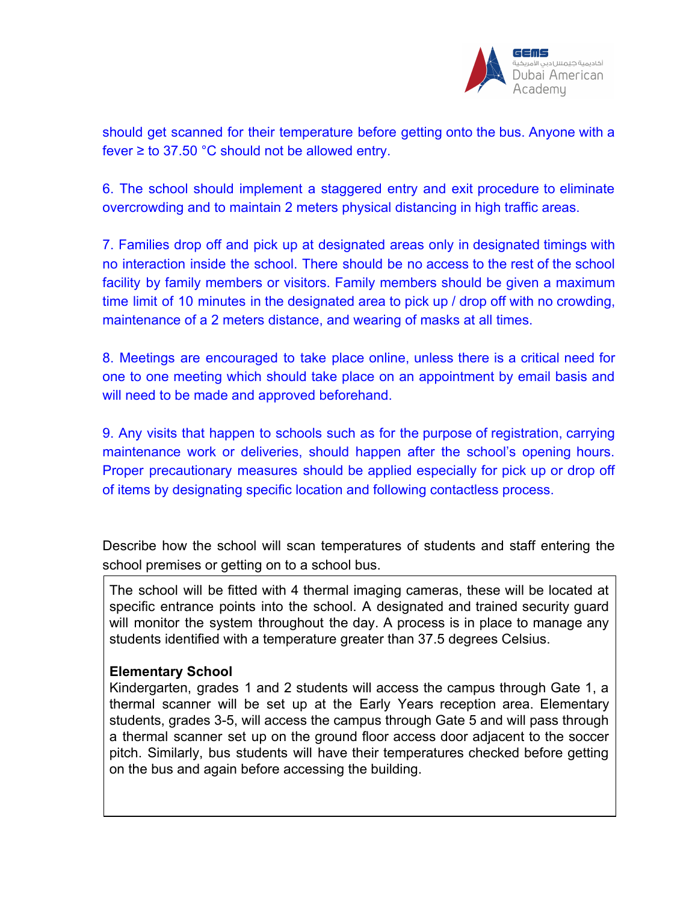should get scanned for their temperature before getting onto the bus. Anyone with a fever ≥ to 37.50 °C should not be allowed entry.

6. The school should implement a staggered entry and exit procedure to eliminate overcrowding and to maintain 2 meters physical distancing in high traffic areas.

7. Families drop off and pick up at designated areas only in designated timings with no interaction inside the school. There should be no access to the rest of the school facility by family members or visitors. Family members should be given a maximum time limit of 10 minutes in the designated area to pick up / drop off with no crowding, maintenance of a 2 meters distance, and wearing of masks at all times.

8. Meetings are encouraged to take place online, unless there is a critical need for one to one meeting which should take place on an appointment by email basis and will need to be made and approved beforehand.

9. Any visits that happen to schools such as for the purpose of registration, carrying maintenance work or deliveries, should happen after the school's opening hours. Proper precautionary measures should be applied especially for pick up or drop off of items by designating specific location and following contactless process.

Describe how the school will scan temperatures of students and staff entering the school premises or getting on to a school bus.

The school will be fitted with 4 thermal imaging cameras, these will be located at specific entrance points into the school. A designated and trained security guard will monitor the system throughout the day. A process is in place to manage any students identified with a temperature greater than 37.5 degrees Celsius.

**Elementary School**

Kindergarten, grades 1 and 2 students will access the campus through Gate 1, a thermal scanner will be set up at the Early Years reception area. Elementary students, grades 3-5, will access the campus through Gate 5 and will pass through a thermal scanner set up on the ground floor access door adjacent to the soccer pitch. Similarly, bus students will have their temperatures checked before getting on the bus and again before accessing the building.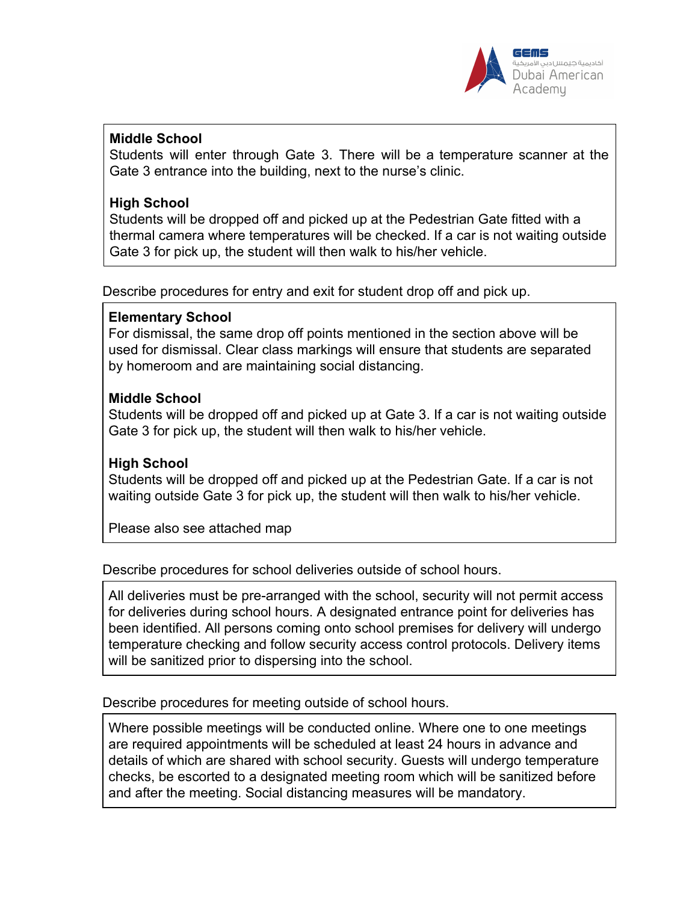**Middle School**
Students will enter through Gate 3. There will be a temperature scanner at the Gate 3 entrance into the building, next to the nurse's clinic.

**High School**
Students will be dropped off and picked up at the Pedestrian Gate fitted with a thermal camera where temperatures will be checked. If a car is not waiting outside Gate 3 for pick up, the student will then walk to his/her vehicle.

Describe procedures for entry and exit for student drop off and pick up.

**Elementary School**
For dismissal, the same drop off points mentioned in the section above will be used for dismissal. Clear class markings will ensure that students are separated by homeroom and are maintaining social distancing.

**Middle School**
Students will be dropped off and picked up at Gate 3. If a car is not waiting outside Gate 3 for pick up, the student will then walk to his/her vehicle.

**High School**
Students will be dropped off and picked up at the Pedestrian Gate. If a car is not waiting outside Gate 3 for pick up, the student will then walk to his/her vehicle.

Please also see attached map

Describe procedures for school deliveries outside of school hours.

All deliveries must be pre-arranged with the school, security will not permit access for deliveries during school hours. A designated entrance point for deliveries has been identified. All persons coming onto school premises for delivery will undergo temperature checking and follow security access control protocols. Delivery items will be sanitized prior to dispersing into the school.

Describe procedures for meeting outside of school hours.

Where possible meetings will be conducted online. Where one to one meetings are required appointments will be scheduled at least 24 hours in advance and details of which are shared with school security. Guests will undergo temperature checks, be escorted to a designated meeting room which will be sanitized before and after the meeting. Social distancing measures will be mandatory.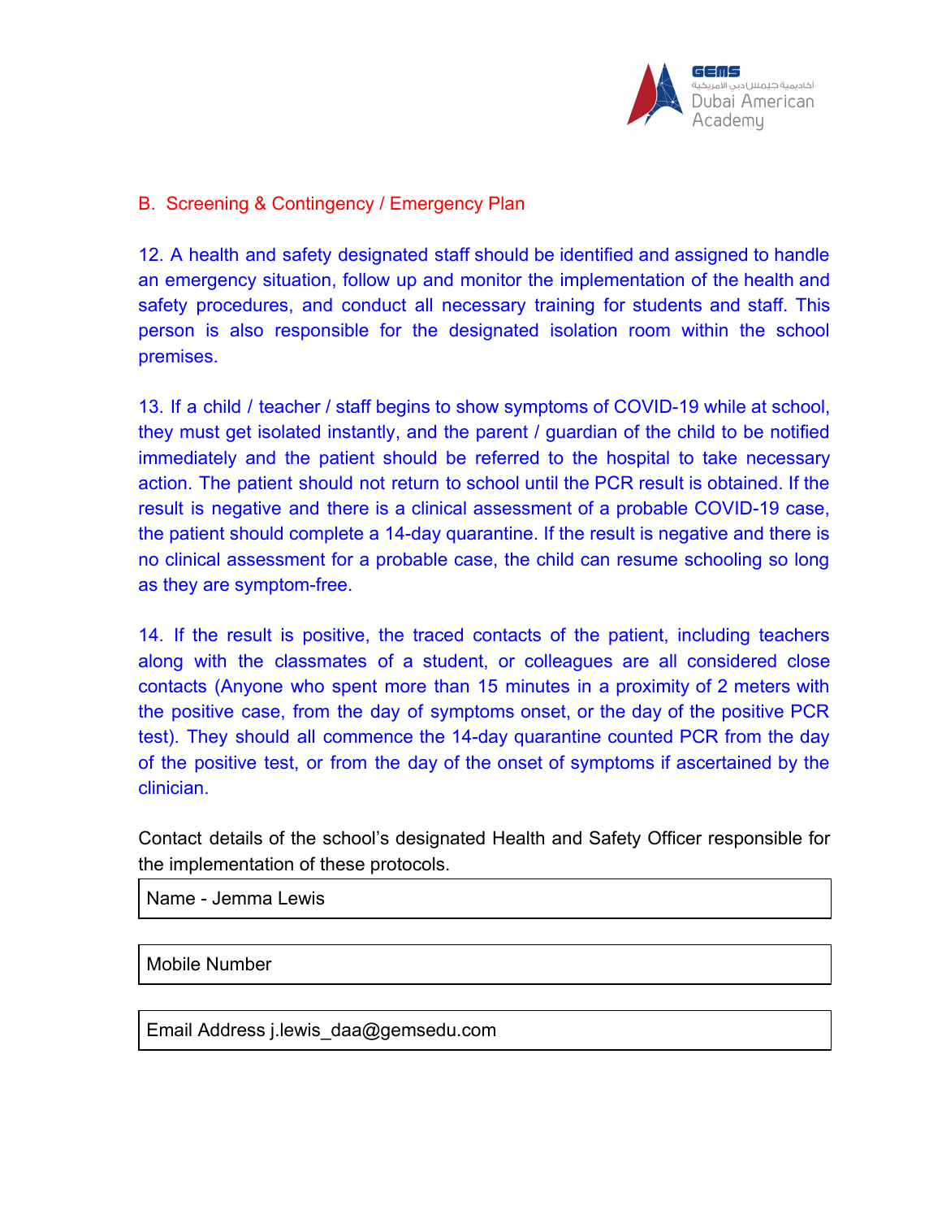## B. Screening & Contingency / Emergency Plan

12. A health and safety designated staff should be identified and assigned to handle an emergency situation, follow up and monitor the implementation of the health and safety procedures, and conduct all necessary training for students and staff. This person is also responsible for the designated isolation room within the school premises.

13. If a child / teacher / staff begins to show symptoms of COVID-19 while at school, they must get isolated instantly, and the parent / guardian of the child to be notified immediately and the patient should be referred to the hospital to take necessary action. The patient should not return to school until the PCR result is obtained. If the result is negative and there is a clinical assessment of a probable COVID-19 case, the patient should complete a 14-day quarantine. If the result is negative and there is no clinical assessment for a probable case, the child can resume schooling so long as they are symptom-free.

14. If the result is positive, the traced contacts of the patient, including teachers along with the classmates of a student, or colleagues are all considered close contacts (Anyone who spent more than 15 minutes in a proximity of 2 meters with the positive case, from the day of symptoms onset, or the day of the positive PCR test). They should all commence the 14-day quarantine counted PCR from the day of the positive test, or from the day of the onset of symptoms if ascertained by the clinician.

Contact details of the school's designated Health and Safety Officer responsible for the implementation of these protocols.

| Name - Jemma Lewis |
|---|
| Mobile Number |
| Email Address j.lewis_daa@gemsedu.com |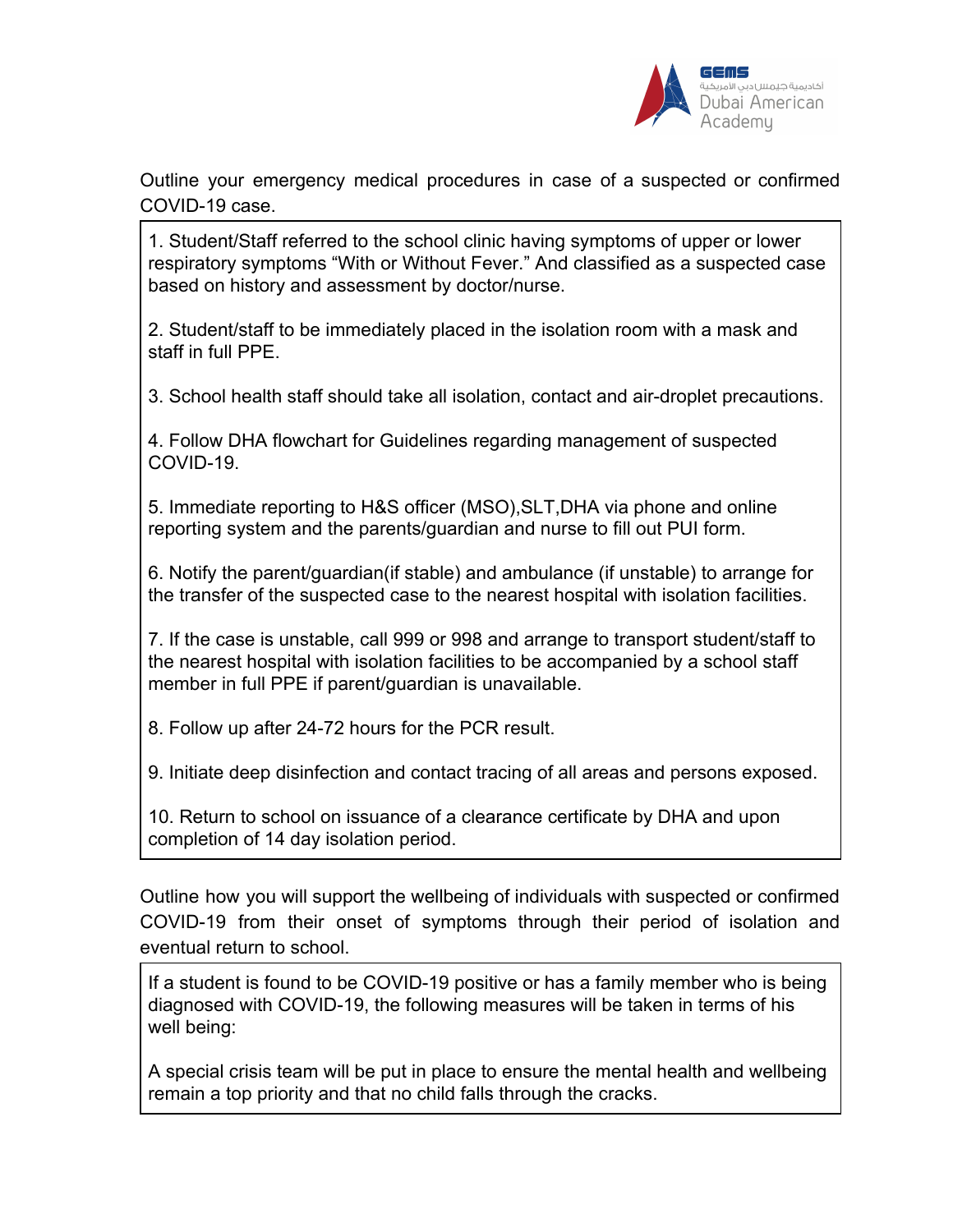Outline your emergency medical procedures in case of a suspected or confirmed COVID-19 case.

1. Student/Staff referred to the school clinic having symptoms of upper or lower respiratory symptoms "With or Without Fever." And classified as a suspected case based on history and assessment by doctor/nurse.

2. Student/staff to be immediately placed in the isolation room with a mask and staff in full PPE.

3. School health staff should take all isolation, contact and air-droplet precautions.

4. Follow DHA flowchart for Guidelines regarding management of suspected COVID-19.

5. Immediate reporting to H&S officer (MSO),SLT,DHA via phone and online reporting system and the parents/guardian and nurse to fill out PUI form.

6. Notify the parent/guardian(if stable) and ambulance (if unstable) to arrange for the transfer of the suspected case to the nearest hospital with isolation facilities.

7. If the case is unstable, call 999 or 998 and arrange to transport student/staff to the nearest hospital with isolation facilities to be accompanied by a school staff member in full PPE if parent/guardian is unavailable.

8. Follow up after 24-72 hours for the PCR result.

9. Initiate deep disinfection and contact tracing of all areas and persons exposed.

10. Return to school on issuance of a clearance certificate by DHA and upon completion of 14 day isolation period.

Outline how you will support the wellbeing of individuals with suspected or confirmed COVID-19 from their onset of symptoms through their period of isolation and eventual return to school.

If a student is found to be COVID-19 positive or has a family member who is being diagnosed with COVID-19, the following measures will be taken in terms of his well being:

A special crisis team will be put in place to ensure the mental health and wellbeing remain a top priority and that no child falls through the cracks.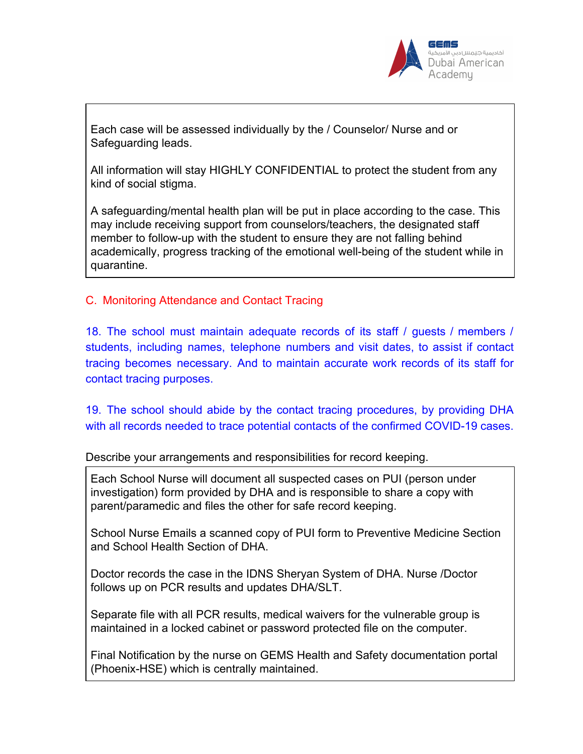Each case will be assessed individually by the / Counselor/ Nurse and or Safeguarding leads.

All information will stay HIGHLY CONFIDENTIAL to protect the student from any kind of social stigma.

A safeguarding/mental health plan will be put in place according to the case. This may include receiving support from counselors/teachers, the designated staff member to follow-up with the student to ensure they are not falling behind academically, progress tracking of the emotional well-being of the student while in quarantine.

## C. Monitoring Attendance and Contact Tracing

18. The school must maintain adequate records of its staff / guests / members / students, including names, telephone numbers and visit dates, to assist if contact tracing becomes necessary. And to maintain accurate work records of its staff for contact tracing purposes.

19. The school should abide by the contact tracing procedures, by providing DHA with all records needed to trace potential contacts of the confirmed COVID-19 cases.

Describe your arrangements and responsibilities for record keeping.

Each School Nurse will document all suspected cases on PUI (person under investigation) form provided by DHA and is responsible to share a copy with parent/paramedic and files the other for safe record keeping.

School Nurse Emails a scanned copy of PUI form to Preventive Medicine Section and School Health Section of DHA.

Doctor records the case in the IDNS Sheryan System of DHA. Nurse /Doctor follows up on PCR results and updates DHA/SLT.

Separate file with all PCR results, medical waivers for the vulnerable group is maintained in a locked cabinet or password protected file on the computer.

Final Notification by the nurse on GEMS Health and Safety documentation portal (Phoenix-HSE) which is centrally maintained.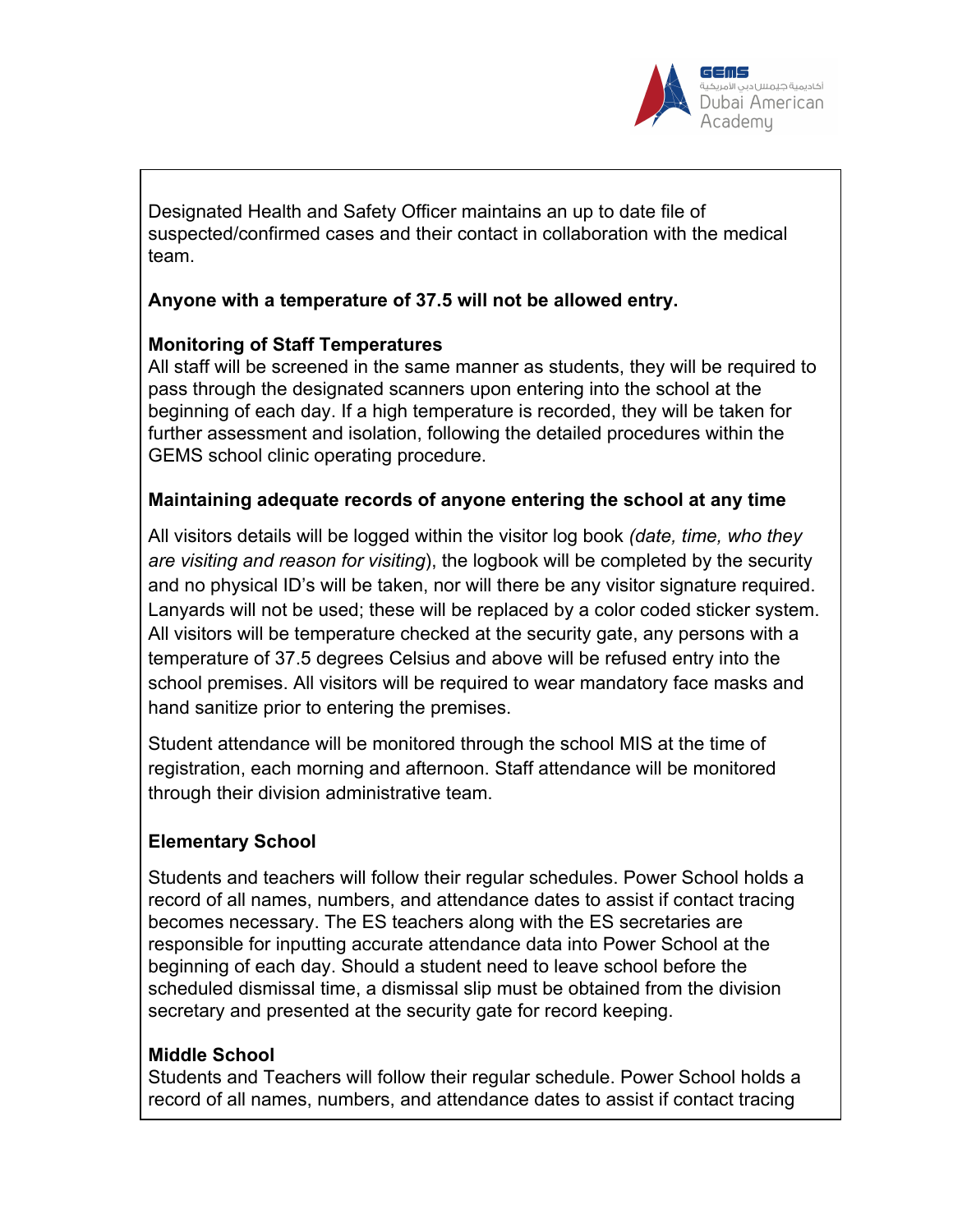Designated Health and Safety Officer maintains an up to date file of suspected/confirmed cases and their contact in collaboration with the medical team.

**Anyone with a temperature of 37.5 will not be allowed entry.**

**Monitoring of Staff Temperatures**

All staff will be screened in the same manner as students, they will be required to pass through the designated scanners upon entering into the school at the beginning of each day. If a high temperature is recorded, they will be taken for further assessment and isolation, following the detailed procedures within the GEMS school clinic operating procedure.

**Maintaining adequate records of anyone entering the school at any time**

All visitors details will be logged within the visitor log book *(date, time, who they are visiting and reason for visiting*), the logbook will be completed by the security and no physical ID's will be taken, nor will there be any visitor signature required. Lanyards will not be used; these will be replaced by a color coded sticker system. All visitors will be temperature checked at the security gate, any persons with a temperature of 37.5 degrees Celsius and above will be refused entry into the school premises. All visitors will be required to wear mandatory face masks and hand sanitize prior to entering the premises.

Student attendance will be monitored through the school MIS at the time of registration, each morning and afternoon. Staff attendance will be monitored through their division administrative team.

**Elementary School**

Students and teachers will follow their regular schedules. Power School holds a record of all names, numbers, and attendance dates to assist if contact tracing becomes necessary. The ES teachers along with the ES secretaries are responsible for inputting accurate attendance data into Power School at the beginning of each day. Should a student need to leave school before the scheduled dismissal time, a dismissal slip must be obtained from the division secretary and presented at the security gate for record keeping.

**Middle School**

Students and Teachers will follow their regular schedule. Power School holds a record of all names, numbers, and attendance dates to assist if contact tracing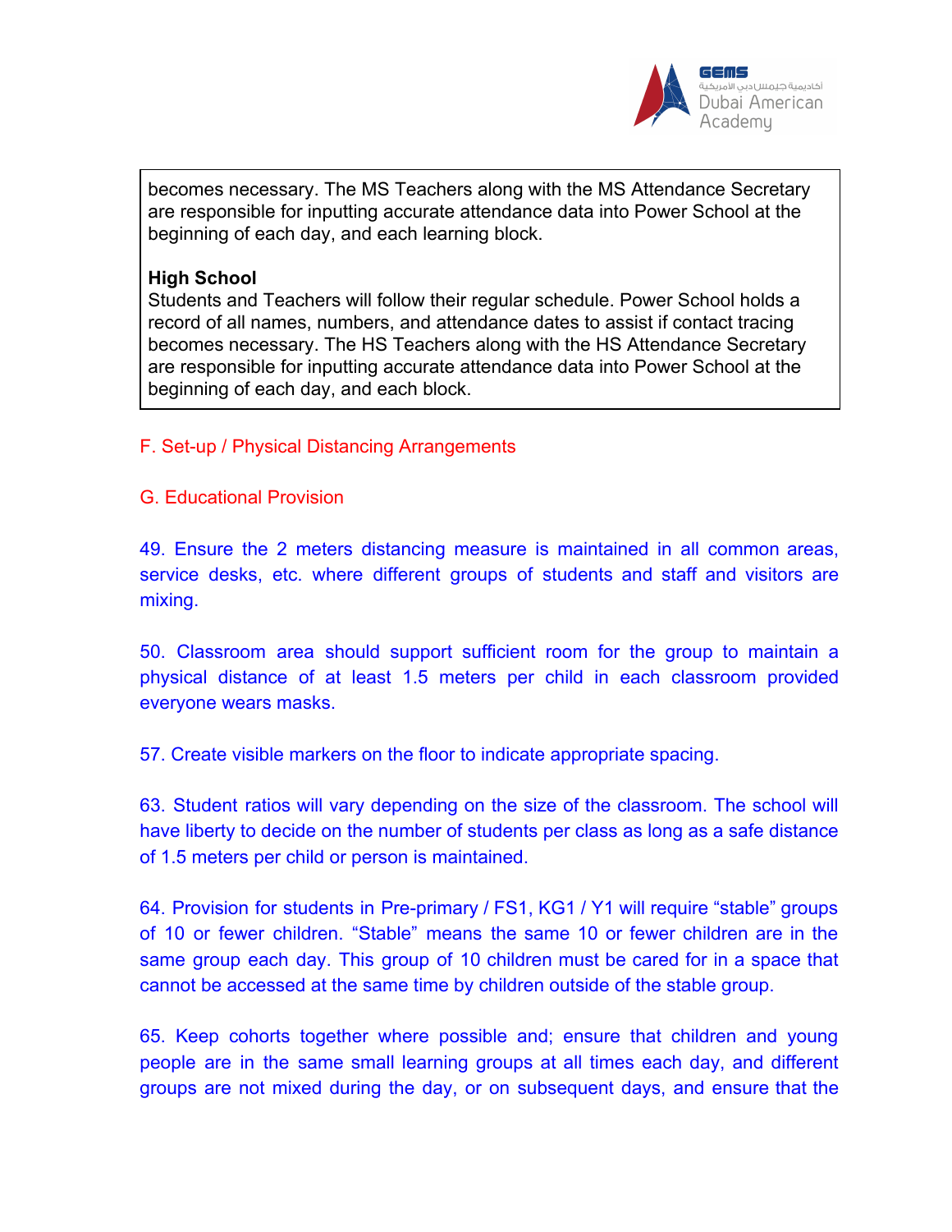becomes necessary. The MS Teachers along with the MS Attendance Secretary are responsible for inputting accurate attendance data into Power School at the beginning of each day, and each learning block.

**High School**
Students and Teachers will follow their regular schedule. Power School holds a record of all names, numbers, and attendance dates to assist if contact tracing becomes necessary. The HS Teachers along with the HS Attendance Secretary are responsible for inputting accurate attendance data into Power School at the beginning of each day, and each block.

## F. Set-up / Physical Distancing Arrangements

## G. Educational Provision

49. Ensure the 2 meters distancing measure is maintained in all common areas, service desks, etc. where different groups of students and staff and visitors are mixing.

50. Classroom area should support sufficient room for the group to maintain a physical distance of at least 1.5 meters per child in each classroom provided everyone wears masks.

57. Create visible markers on the floor to indicate appropriate spacing.

63. Student ratios will vary depending on the size of the classroom. The school will have liberty to decide on the number of students per class as long as a safe distance of 1.5 meters per child or person is maintained.

64. Provision for students in Pre-primary / FS1, KG1 / Y1 will require “stable” groups of 10 or fewer children. “Stable” means the same 10 or fewer children are in the same group each day. This group of 10 children must be cared for in a space that cannot be accessed at the same time by children outside of the stable group.

65. Keep cohorts together where possible and; ensure that children and young people are in the same small learning groups at all times each day, and different groups are not mixed during the day, or on subsequent days, and ensure that the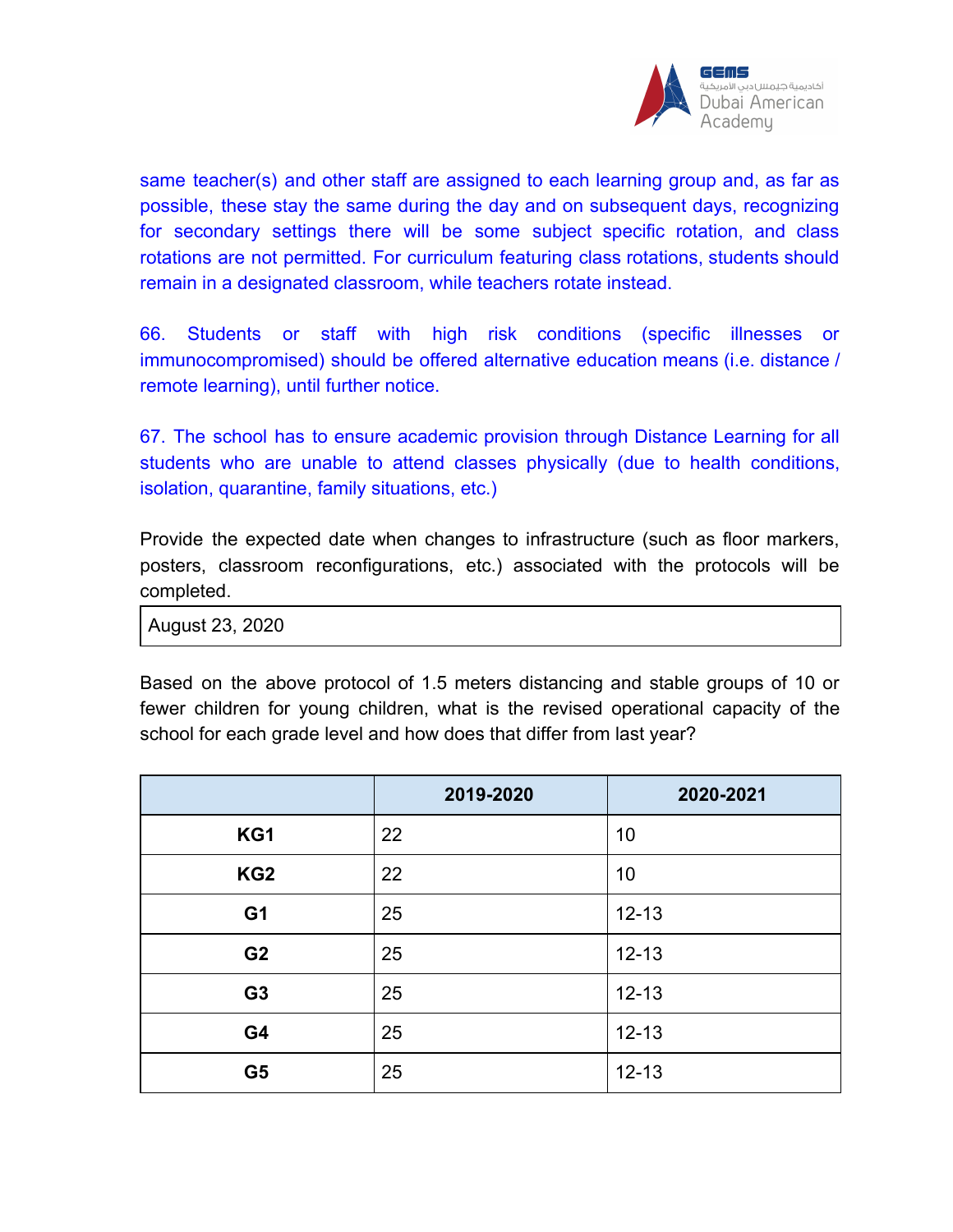same teacher(s) and other staff are assigned to each learning group and, as far as possible, these stay the same during the day and on subsequent days, recognizing for secondary settings there will be some subject specific rotation, and class rotations are not permitted. For curriculum featuring class rotations, students should remain in a designated classroom, while teachers rotate instead.

66. Students or staff with high risk conditions (specific illnesses or immunocompromised) should be offered alternative education means (i.e. distance / remote learning), until further notice.

67. The school has to ensure academic provision through Distance Learning for all students who are unable to attend classes physically (due to health conditions, isolation, quarantine, family situations, etc.)

Provide the expected date when changes to infrastructure (such as floor markers, posters, classroom reconfigurations, etc.) associated with the protocols will be completed.

| August 23, 2020 |
|---|

Based on the above protocol of 1.5 meters distancing and stable groups of 10 or fewer children for young children, what is the revised operational capacity of the school for each grade level and how does that differ from last year?

| | 2019-2020 | 2020-2021 |
|---|---|---|
| **KG1** | 22 | 10 |
| **KG2** | 22 | 10 |
| **G1** | 25 | 12-13 |
| **G2** | 25 | 12-13 |
| **G3** | 25 | 12-13 |
| **G4** | 25 | 12-13 |
| **G5** | 25 | 12-13 |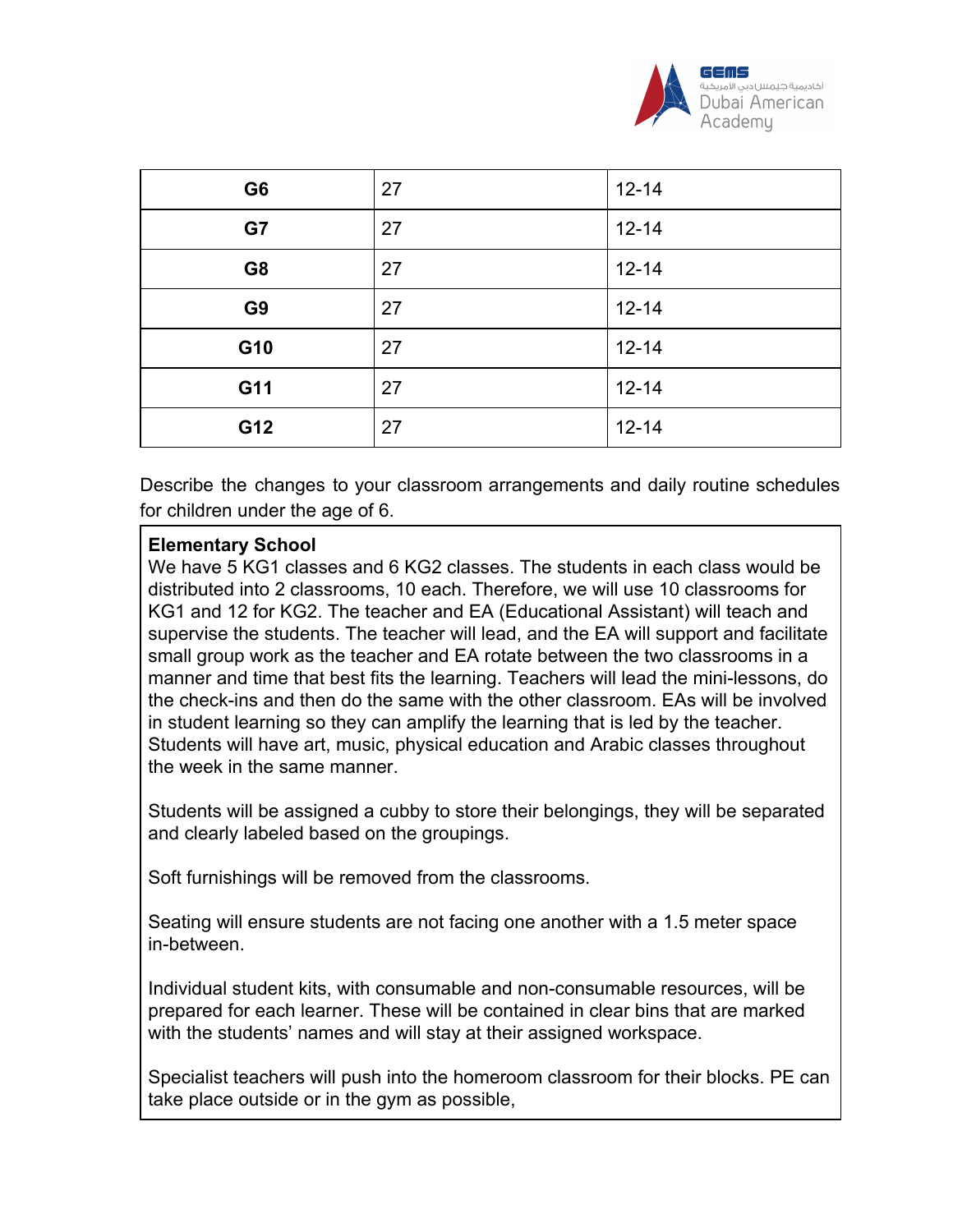| G6 | 27 | 12-14 |
|---|---|---|
| G7 | 27 | 12-14 |
| G8 | 27 | 12-14 |
| G9 | 27 | 12-14 |
| G10 | 27 | 12-14 |
| G11 | 27 | 12-14 |
| G12 | 27 | 12-14 |

Describe the changes to your classroom arrangements and daily routine schedules for children under the age of 6.

**Elementary School**

We have 5 KG1 classes and 6 KG2 classes. The students in each class would be distributed into 2 classrooms, 10 each. Therefore, we will use 10 classrooms for KG1 and 12 for KG2. The teacher and EA (Educational Assistant) will teach and supervise the students. The teacher will lead, and the EA will support and facilitate small group work as the teacher and EA rotate between the two classrooms in a manner and time that best fits the learning. Teachers will lead the mini-lessons, do the check-ins and then do the same with the other classroom. EAs will be involved in student learning so they can amplify the learning that is led by the teacher. Students will have art, music, physical education and Arabic classes throughout the week in the same manner.

Students will be assigned a cubby to store their belongings, they will be separated and clearly labeled based on the groupings.

Soft furnishings will be removed from the classrooms.

Seating will ensure students are not facing one another with a 1.5 meter space in-between.

Individual student kits, with consumable and non-consumable resources, will be prepared for each learner. These will be contained in clear bins that are marked with the students' names and will stay at their assigned workspace.

Specialist teachers will push into the homeroom classroom for their blocks. PE can take place outside or in the gym as possible,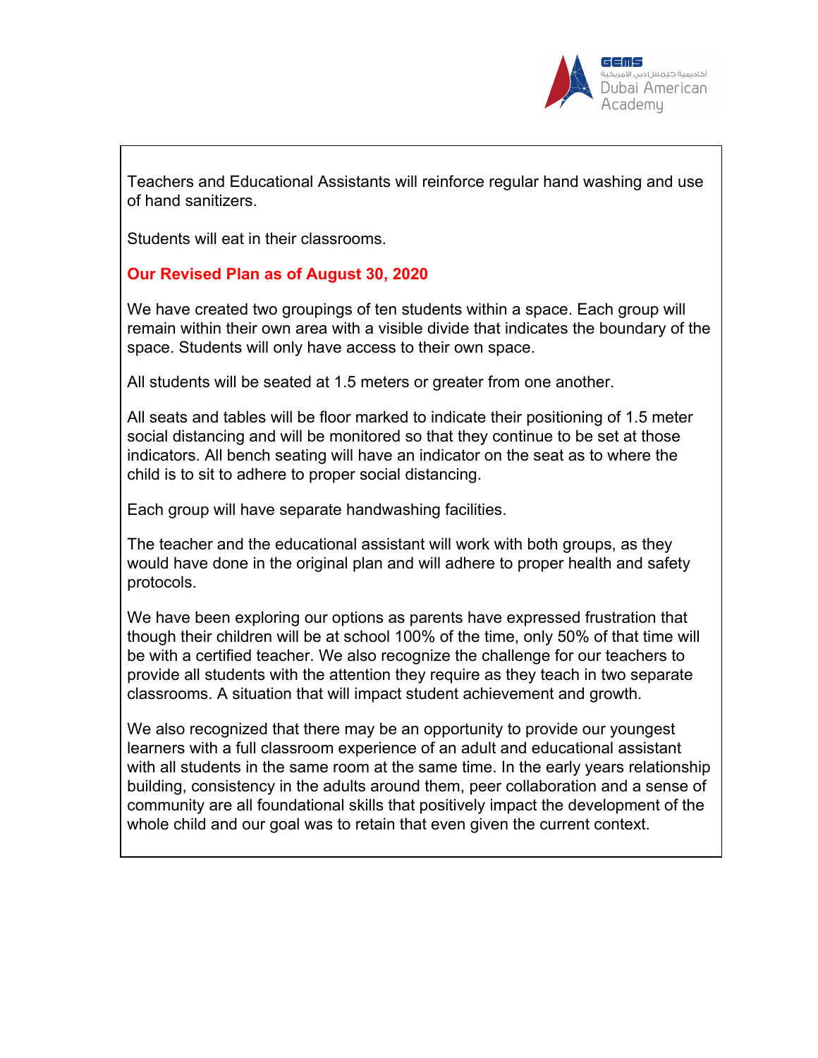Teachers and Educational Assistants will reinforce regular hand washing and use of hand sanitizers.

Students will eat in their classrooms.

**Our Revised Plan as of August 30, 2020**

We have created two groupings of ten students within a space. Each group will remain within their own area with a visible divide that indicates the boundary of the space. Students will only have access to their own space.

All students will be seated at 1.5 meters or greater from one another.

All seats and tables will be floor marked to indicate their positioning of 1.5 meter social distancing and will be monitored so that they continue to be set at those indicators. All bench seating will have an indicator on the seat as to where the child is to sit to adhere to proper social distancing.

Each group will have separate handwashing facilities.

The teacher and the educational assistant will work with both groups, as they would have done in the original plan and will adhere to proper health and safety protocols.

We have been exploring our options as parents have expressed frustration that though their children will be at school 100% of the time, only 50% of that time will be with a certified teacher. We also recognize the challenge for our teachers to provide all students with the attention they require as they teach in two separate classrooms. A situation that will impact student achievement and growth.

We also recognized that there may be an opportunity to provide our youngest learners with a full classroom experience of an adult and educational assistant with all students in the same room at the same time. In the early years relationship building, consistency in the adults around them, peer collaboration and a sense of community are all foundational skills that positively impact the development of the whole child and our goal was to retain that even given the current context.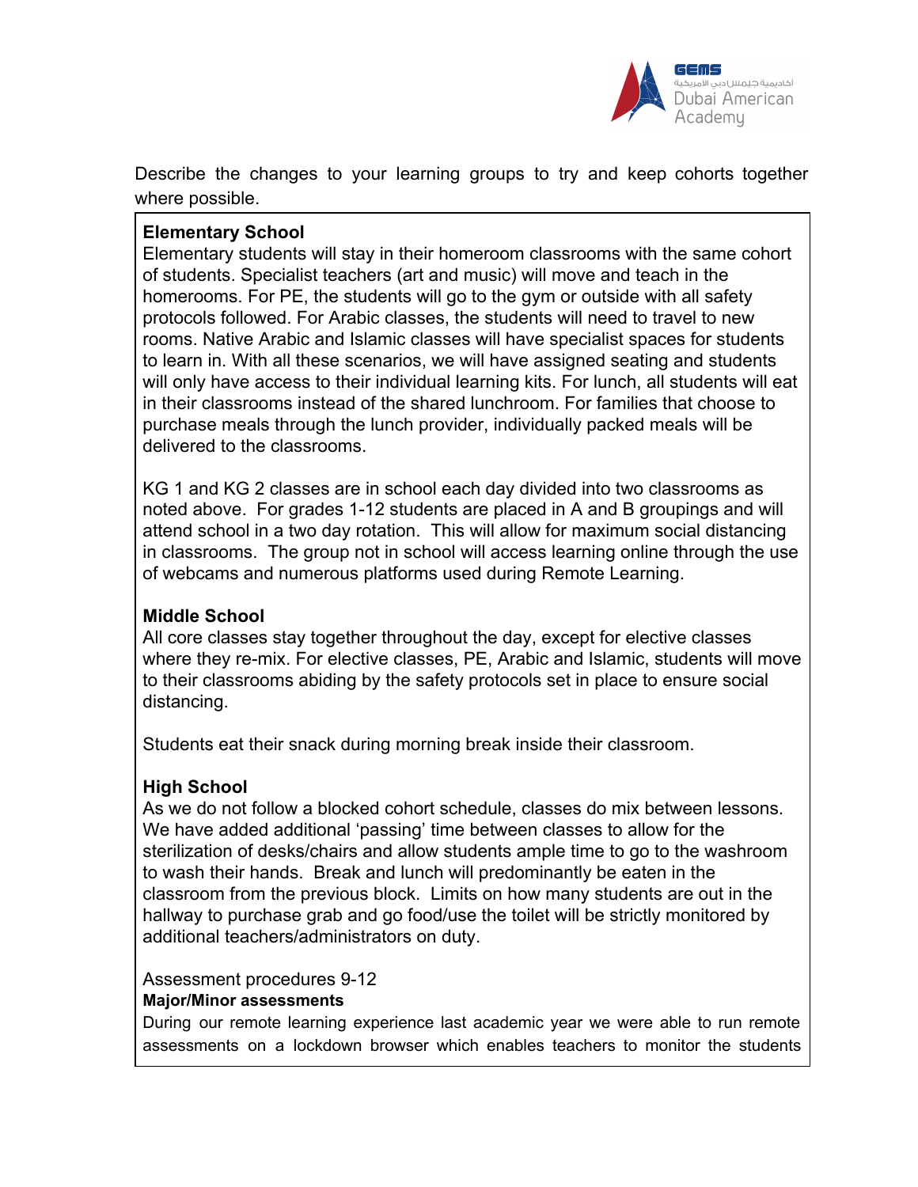Describe the changes to your learning groups to try and keep cohorts together where possible.

**Elementary School**

Elementary students will stay in their homeroom classrooms with the same cohort of students. Specialist teachers (art and music) will move and teach in the homerooms. For PE, the students will go to the gym or outside with all safety protocols followed. For Arabic classes, the students will need to travel to new rooms. Native Arabic and Islamic classes will have specialist spaces for students to learn in. With all these scenarios, we will have assigned seating and students will only have access to their individual learning kits. For lunch, all students will eat in their classrooms instead of the shared lunchroom. For families that choose to purchase meals through the lunch provider, individually packed meals will be delivered to the classrooms.

KG 1 and KG 2 classes are in school each day divided into two classrooms as noted above. For grades 1-12 students are placed in A and B groupings and will attend school in a two day rotation. This will allow for maximum social distancing in classrooms. The group not in school will access learning online through the use of webcams and numerous platforms used during Remote Learning.

**Middle School**

All core classes stay together throughout the day, except for elective classes where they re-mix. For elective classes, PE, Arabic and Islamic, students will move to their classrooms abiding by the safety protocols set in place to ensure social distancing.

Students eat their snack during morning break inside their classroom.

**High School**

As we do not follow a blocked cohort schedule, classes do mix between lessons. We have added additional 'passing' time between classes to allow for the sterilization of desks/chairs and allow students ample time to go to the washroom to wash their hands. Break and lunch will predominantly be eaten in the classroom from the previous block. Limits on how many students are out in the hallway to purchase grab and go food/use the toilet will be strictly monitored by additional teachers/administrators on duty.

Assessment procedures 9-12

**Major/Minor assessments**

During our remote learning experience last academic year we were able to run remote assessments on a lockdown browser which enables teachers to monitor the students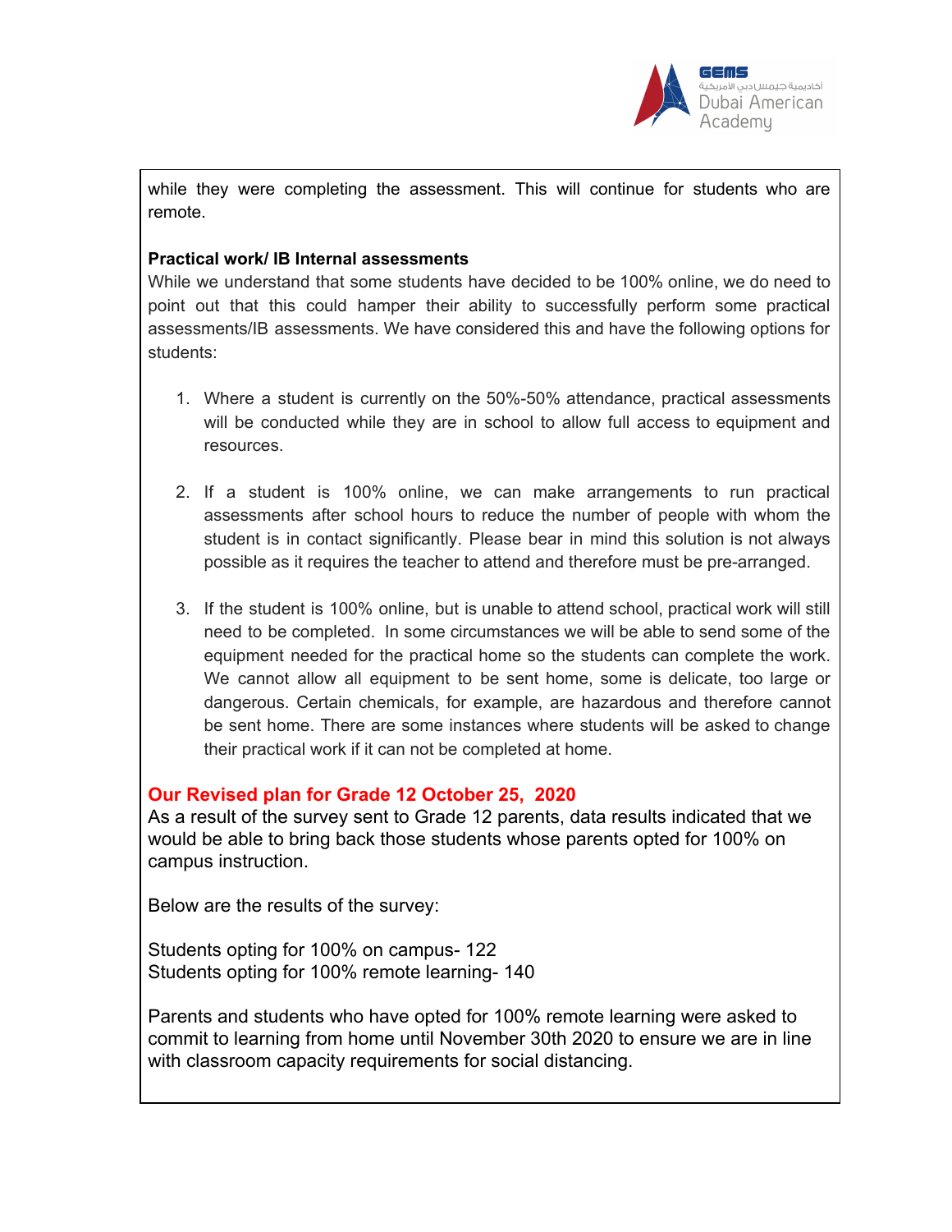while they were completing the assessment. This will continue for students who are remote.

**Practical work/ IB Internal assessments**

While we understand that some students have decided to be 100% online, we do need to point out that this could hamper their ability to successfully perform some practical assessments/IB assessments. We have considered this and have the following options for students:

1. Where a student is currently on the 50%-50% attendance, practical assessments will be conducted while they are in school to allow full access to equipment and resources.

2. If a student is 100% online, we can make arrangements to run practical assessments after school hours to reduce the number of people with whom the student is in contact significantly. Please bear in mind this solution is not always possible as it requires the teacher to attend and therefore must be pre-arranged.

3. If the student is 100% online, but is unable to attend school, practical work will still need to be completed. In some circumstances we will be able to send some of the equipment needed for the practical home so the students can complete the work. We cannot allow all equipment to be sent home, some is delicate, too large or dangerous. Certain chemicals, for example, are hazardous and therefore cannot be sent home. There are some instances where students will be asked to change their practical work if it can not be completed at home.

**Our Revised plan for Grade 12 October 25, 2020**

As a result of the survey sent to Grade 12 parents, data results indicated that we would be able to bring back those students whose parents opted for 100% on campus instruction.

Below are the results of the survey:

Students opting for 100% on campus- 122
Students opting for 100% remote learning- 140

Parents and students who have opted for 100% remote learning were asked to commit to learning from home until November 30th 2020 to ensure we are in line with classroom capacity requirements for social distancing.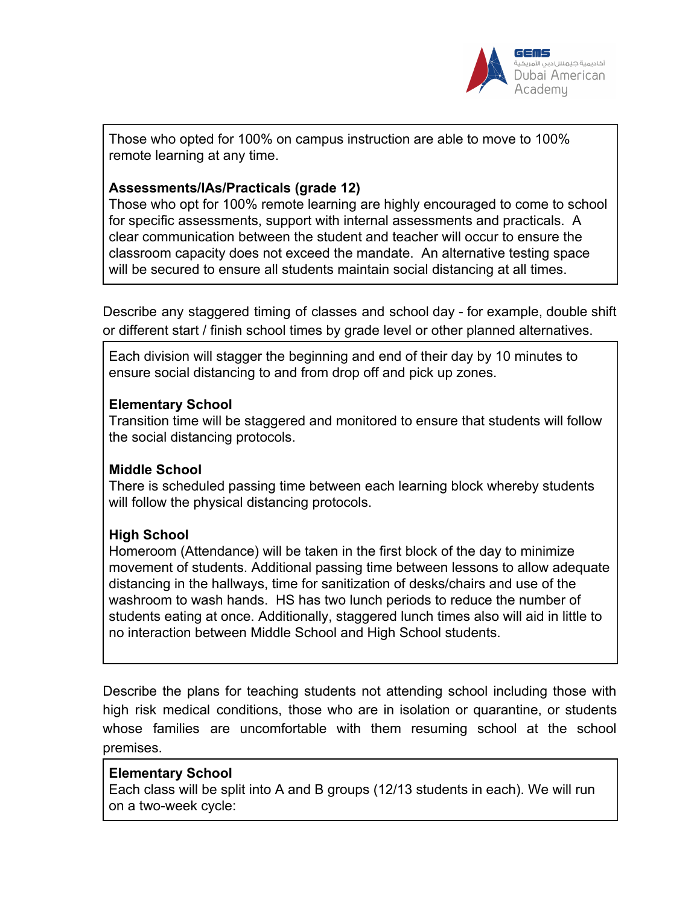Those who opted for 100% on campus instruction are able to move to 100% remote learning at any time.

**Assessments/IAs/Practicals (grade 12)**
Those who opt for 100% remote learning are highly encouraged to come to school for specific assessments, support with internal assessments and practicals. A clear communication between the student and teacher will occur to ensure the classroom capacity does not exceed the mandate. An alternative testing space will be secured to ensure all students maintain social distancing at all times.

Describe any staggered timing of classes and school day - for example, double shift or different start / finish school times by grade level or other planned alternatives.

Each division will stagger the beginning and end of their day by 10 minutes to ensure social distancing to and from drop off and pick up zones.

**Elementary School**
Transition time will be staggered and monitored to ensure that students will follow the social distancing protocols.

**Middle School**
There is scheduled passing time between each learning block whereby students will follow the physical distancing protocols.

**High School**
Homeroom (Attendance) will be taken in the first block of the day to minimize movement of students. Additional passing time between lessons to allow adequate distancing in the hallways, time for sanitization of desks/chairs and use of the washroom to wash hands. HS has two lunch periods to reduce the number of students eating at once. Additionally, staggered lunch times also will aid in little to no interaction between Middle School and High School students.

Describe the plans for teaching students not attending school including those with high risk medical conditions, those who are in isolation or quarantine, or students whose families are uncomfortable with them resuming school at the school premises.

**Elementary School**
Each class will be split into A and B groups (12/13 students in each). We will run on a two-week cycle: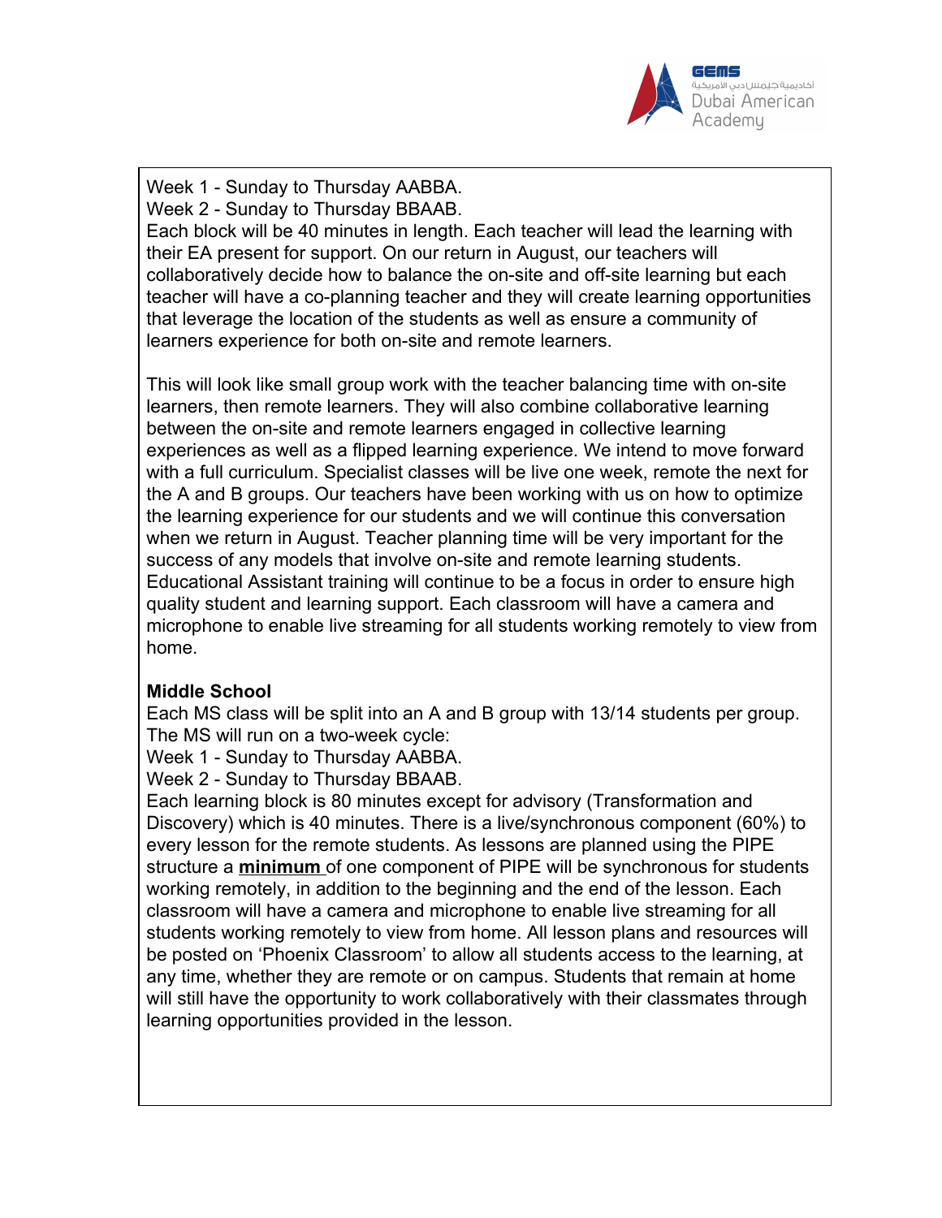Week 1 - Sunday to Thursday AABBA.
Week 2 - Sunday to Thursday BBAAB.
Each block will be 40 minutes in length. Each teacher will lead the learning with their EA present for support. On our return in August, our teachers will collaboratively decide how to balance the on-site and off-site learning but each teacher will have a co-planning teacher and they will create learning opportunities that leverage the location of the students as well as ensure a community of learners experience for both on-site and remote learners.

This will look like small group work with the teacher balancing time with on-site learners, then remote learners. They will also combine collaborative learning between the on-site and remote learners engaged in collective learning experiences as well as a flipped learning experience. We intend to move forward with a full curriculum. Specialist classes will be live one week, remote the next for the A and B groups. Our teachers have been working with us on how to optimize the learning experience for our students and we will continue this conversation when we return in August. Teacher planning time will be very important for the success of any models that involve on-site and remote learning students. Educational Assistant training will continue to be a focus in order to ensure high quality student and learning support. Each classroom will have a camera and microphone to enable live streaming for all students working remotely to view from home.

**Middle School**
Each MS class will be split into an A and B group with 13/14 students per group. The MS will run on a two-week cycle:
Week 1 - Sunday to Thursday AABBA.
Week 2 - Sunday to Thursday BBAAB.
Each learning block is 80 minutes except for advisory (Transformation and Discovery) which is 40 minutes. There is a live/synchronous component (60%) to every lesson for the remote students. As lessons are planned using the PIPE structure a <u>**minimum**</u> of one component of PIPE will be synchronous for students working remotely, in addition to the beginning and the end of the lesson. Each classroom will have a camera and microphone to enable live streaming for all students working remotely to view from home. All lesson plans and resources will be posted on 'Phoenix Classroom' to allow all students access to the learning, at any time, whether they are remote or on campus. Students that remain at home will still have the opportunity to work collaboratively with their classmates through learning opportunities provided in the lesson.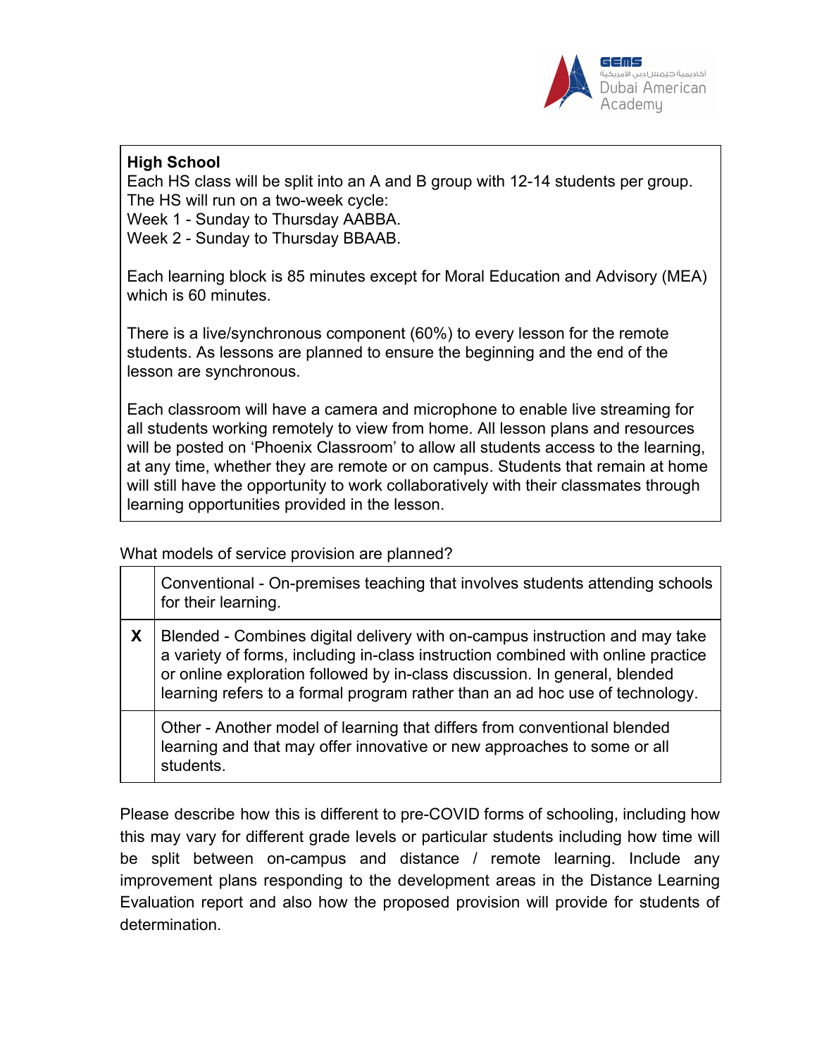**High School**

Each HS class will be split into an A and B group with 12-14 students per group.
The HS will run on a two-week cycle:
Week 1 - Sunday to Thursday AABBA.
Week 2 - Sunday to Thursday BBAAB.

Each learning block is 85 minutes except for Moral Education and Advisory (MEA) which is 60 minutes.

There is a live/synchronous component (60%) to every lesson for the remote students. As lessons are planned to ensure the beginning and the end of the lesson are synchronous.

Each classroom will have a camera and microphone to enable live streaming for all students working remotely to view from home. All lesson plans and resources will be posted on 'Phoenix Classroom' to allow all students access to the learning, at any time, whether they are remote or on campus. Students that remain at home will still have the opportunity to work collaboratively with their classmates through learning opportunities provided in the lesson.

What models of service provision are planned?

| | |
|---|---|
| | Conventional - On-premises teaching that involves students attending schools for their learning. |
| **X** | Blended - Combines digital delivery with on-campus instruction and may take a variety of forms, including in-class instruction combined with online practice or online exploration followed by in-class discussion. In general, blended learning refers to a formal program rather than an ad hoc use of technology. |
| | Other - Another model of learning that differs from conventional blended learning and that may offer innovative or new approaches to some or all students. |

Please describe how this is different to pre-COVID forms of schooling, including how this may vary for different grade levels or particular students including how time will be split between on-campus and distance / remote learning. Include any improvement plans responding to the development areas in the Distance Learning Evaluation report and also how the proposed provision will provide for students of determination.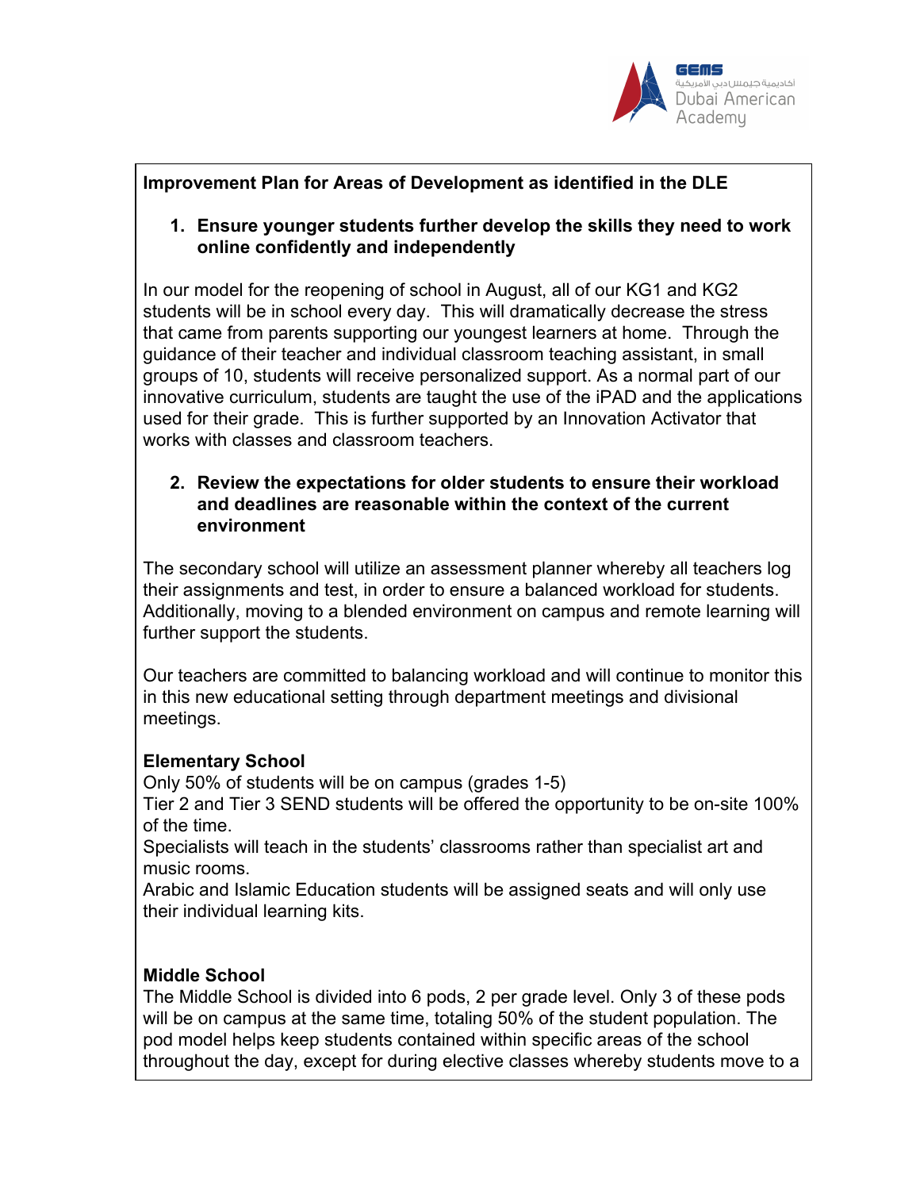**Improvement Plan for Areas of Development as identified in the DLE**

1. **Ensure younger students further develop the skills they need to work online confidently and independently**

In our model for the reopening of school in August, all of our KG1 and KG2 students will be in school every day. This will dramatically decrease the stress that came from parents supporting our youngest learners at home. Through the guidance of their teacher and individual classroom teaching assistant, in small groups of 10, students will receive personalized support. As a normal part of our innovative curriculum, students are taught the use of the iPAD and the applications used for their grade. This is further supported by an Innovation Activator that works with classes and classroom teachers.

2. **Review the expectations for older students to ensure their workload and deadlines are reasonable within the context of the current environment**

The secondary school will utilize an assessment planner whereby all teachers log their assignments and test, in order to ensure a balanced workload for students. Additionally, moving to a blended environment on campus and remote learning will further support the students.

Our teachers are committed to balancing workload and will continue to monitor this in this new educational setting through department meetings and divisional meetings.

**Elementary School**

Only 50% of students will be on campus (grades 1-5)
Tier 2 and Tier 3 SEND students will be offered the opportunity to be on-site 100% of the time.
Specialists will teach in the students' classrooms rather than specialist art and music rooms.
Arabic and Islamic Education students will be assigned seats and will only use their individual learning kits.

**Middle School**

The Middle School is divided into 6 pods, 2 per grade level. Only 3 of these pods will be on campus at the same time, totaling 50% of the student population. The pod model helps keep students contained within specific areas of the school throughout the day, except for during elective classes whereby students move to a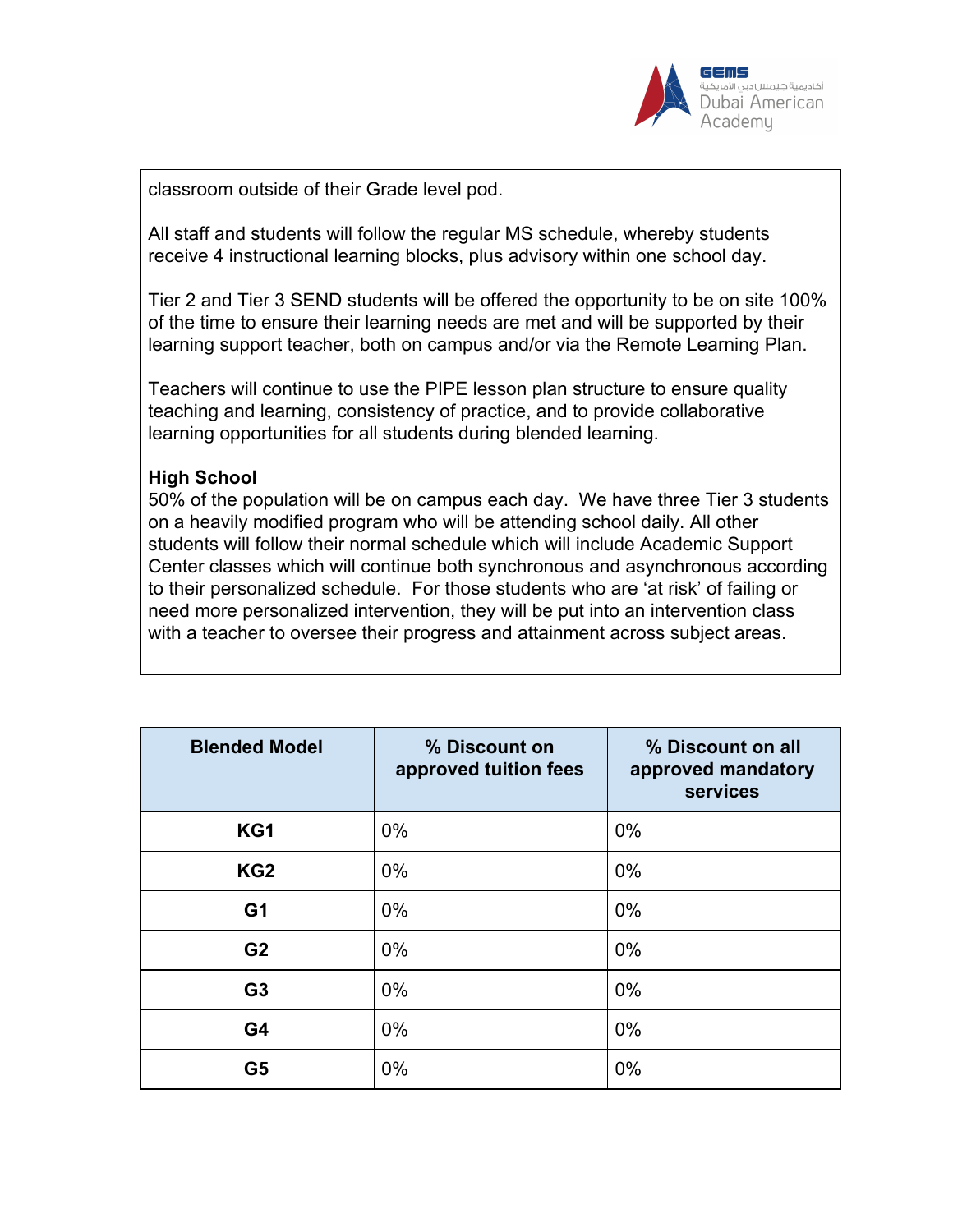classroom outside of their Grade level pod.

All staff and students will follow the regular MS schedule, whereby students receive 4 instructional learning blocks, plus advisory within one school day.

Tier 2 and Tier 3 SEND students will be offered the opportunity to be on site 100% of the time to ensure their learning needs are met and will be supported by their learning support teacher, both on campus and/or via the Remote Learning Plan.

Teachers will continue to use the PIPE lesson plan structure to ensure quality teaching and learning, consistency of practice, and to provide collaborative learning opportunities for all students during blended learning.

**High School**
50% of the population will be on campus each day. We have three Tier 3 students on a heavily modified program who will be attending school daily. All other students will follow their normal schedule which will include Academic Support Center classes which will continue both synchronous and asynchronous according to their personalized schedule. For those students who are 'at risk' of failing or need more personalized intervention, they will be put into an intervention class with a teacher to oversee their progress and attainment across subject areas.

| Blended Model | % Discount on approved tuition fees | % Discount on all approved mandatory services |
|---|---|---|
| **KG1** | 0% | 0% |
| **KG2** | 0% | 0% |
| **G1** | 0% | 0% |
| **G2** | 0% | 0% |
| **G3** | 0% | 0% |
| **G4** | 0% | 0% |
| **G5** | 0% | 0% |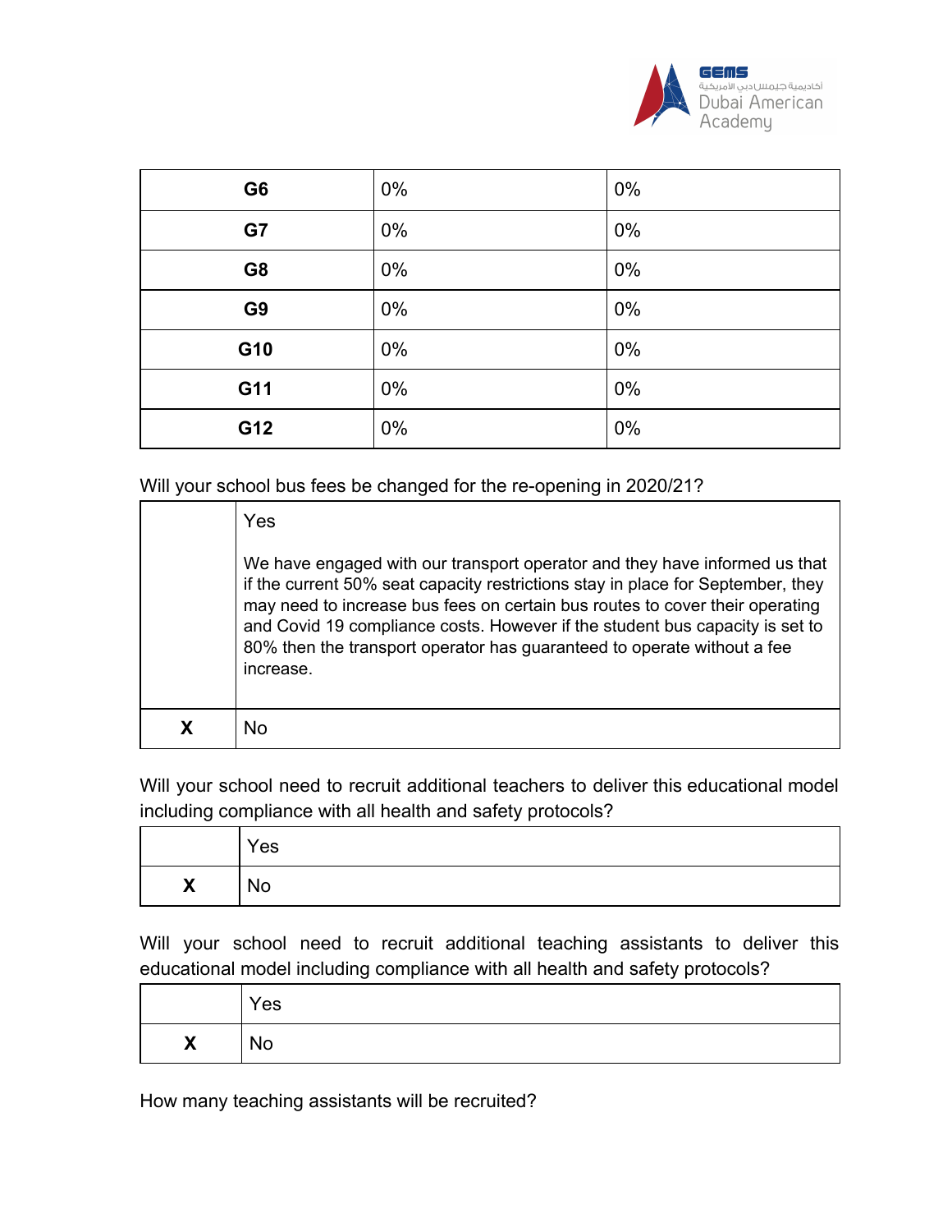| G6 | 0% | 0% |
|---|---|---|
| G7 | 0% | 0% |
| G8 | 0% | 0% |
| G9 | 0% | 0% |
| G10 | 0% | 0% |
| G11 | 0% | 0% |
| G12 | 0% | 0% |

Will your school bus fees be changed for the re-opening in 2020/21?

| | |
|---|---|
| | Yes<br><br>We have engaged with our transport operator and they have informed us that if the current 50% seat capacity restrictions stay in place for September, they may need to increase bus fees on certain bus routes to cover their operating and Covid 19 compliance costs. However if the student bus capacity is set to 80% then the transport operator has guaranteed to operate without a fee increase. |
| **X** | No |

Will your school need to recruit additional teachers to deliver this educational model including compliance with all health and safety protocols?

| | |
|---|---|
| | Yes |
| **X** | No |

Will your school need to recruit additional teaching assistants to deliver this educational model including compliance with all health and safety protocols?

| | |
|---|---|
| | Yes |
| **X** | No |

How many teaching assistants will be recruited?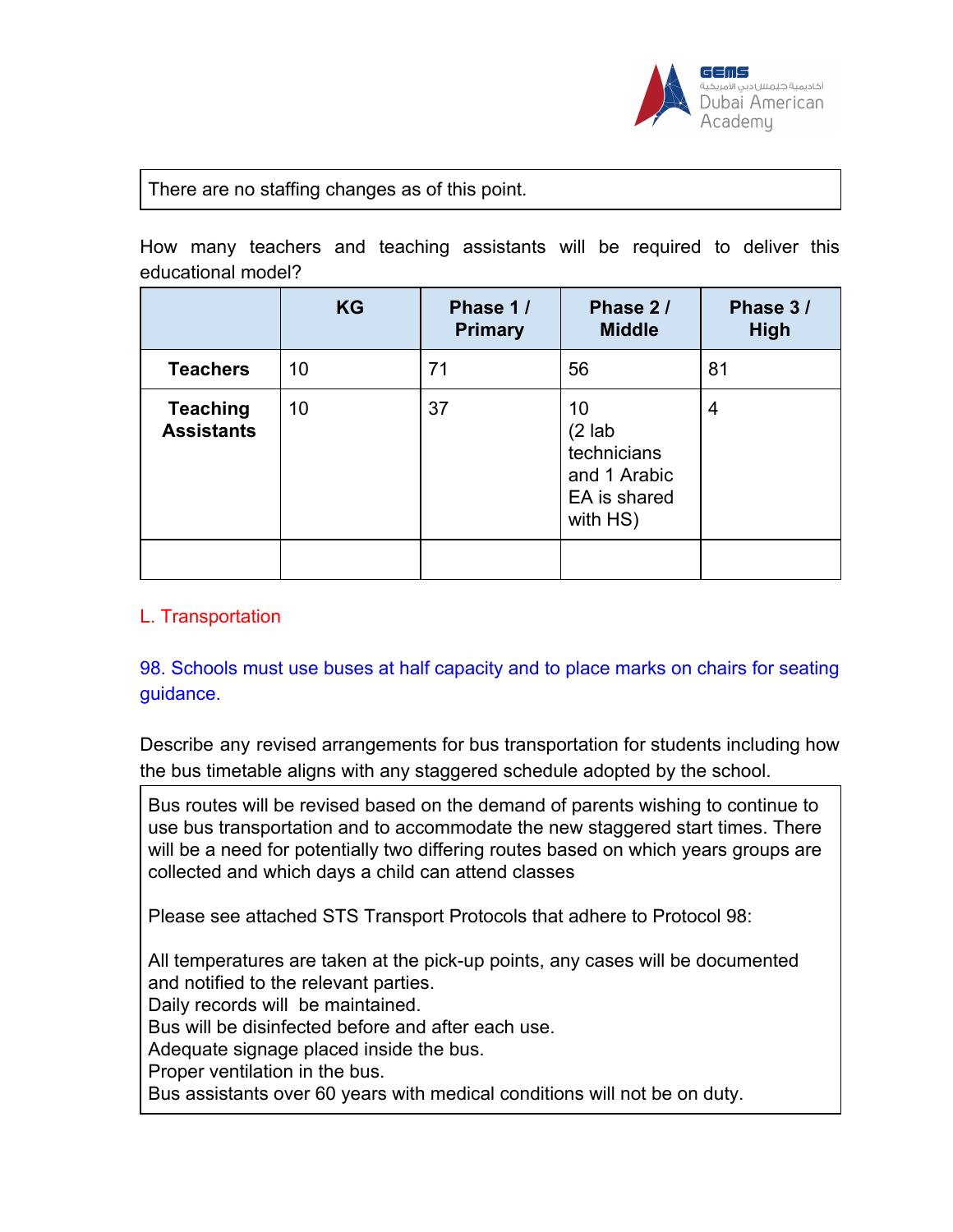There are no staffing changes as of this point.

How many teachers and teaching assistants will be required to deliver this educational model?

| | KG | Phase 1 / Primary | Phase 2 / Middle | Phase 3 / High |
|---|---|---|---|---|
| **Teachers** | 10 | 71 | 56 | 81 |
| **Teaching Assistants** | 10 | 37 | 10 (2 lab technicians and 1 Arabic EA is shared with HS) | 4 |
| | | | | |

L. Transportation

98. Schools must use buses at half capacity and to place marks on chairs for seating guidance.

Describe any revised arrangements for bus transportation for students including how the bus timetable aligns with any staggered schedule adopted by the school.

Bus routes will be revised based on the demand of parents wishing to continue to use bus transportation and to accommodate the new staggered start times. There will be a need for potentially two differing routes based on which years groups are collected and which days a child can attend classes

Please see attached STS Transport Protocols that adhere to Protocol 98:

All temperatures are taken at the pick-up points, any cases will be documented and notified to the relevant parties.
Daily records will be maintained.
Bus will be disinfected before and after each use.
Adequate signage placed inside the bus.
Proper ventilation in the bus.
Bus assistants over 60 years with medical conditions will not be on duty.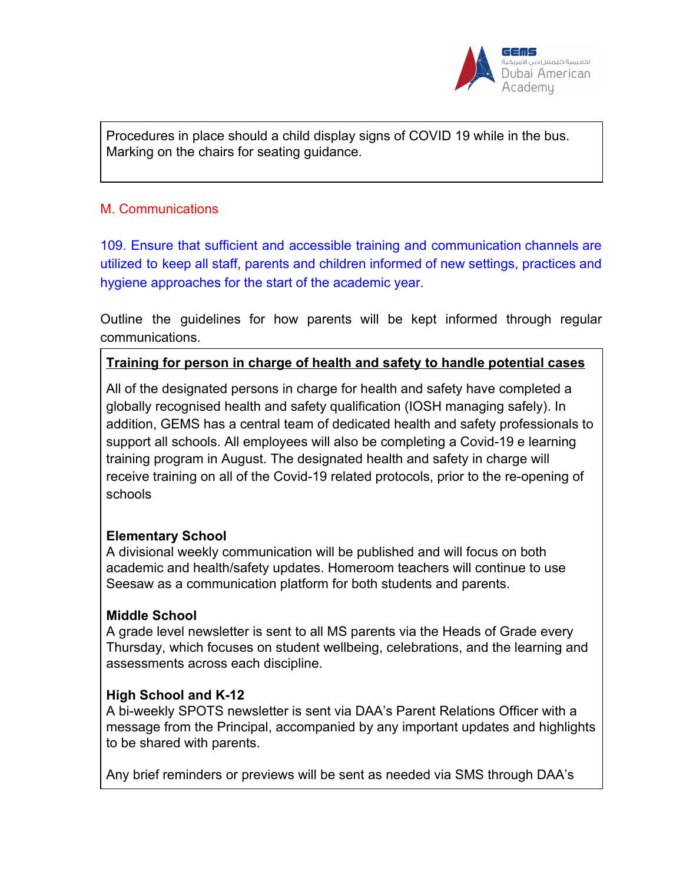Procedures in place should a child display signs of COVID 19 while in the bus.
Marking on the chairs for seating guidance.

## M. Communications

109. Ensure that sufficient and accessible training and communication channels are utilized to keep all staff, parents and children informed of new settings, practices and hygiene approaches for the start of the academic year.

Outline the guidelines for how parents will be kept informed through regular communications.

**Training for person in charge of health and safety to handle potential cases**

All of the designated persons in charge for health and safety have completed a globally recognised health and safety qualification (IOSH managing safely). In addition, GEMS has a central team of dedicated health and safety professionals to support all schools. All employees will also be completing a Covid-19 e learning training program in August. The designated health and safety in charge will receive training on all of the Covid-19 related protocols, prior to the re-opening of schools

**Elementary School**
A divisional weekly communication will be published and will focus on both academic and health/safety updates. Homeroom teachers will continue to use Seesaw as a communication platform for both students and parents.

**Middle School**
A grade level newsletter is sent to all MS parents via the Heads of Grade every Thursday, which focuses on student wellbeing, celebrations, and the learning and assessments across each discipline.

**High School and K-12**
A bi-weekly SPOTS newsletter is sent via DAA's Parent Relations Officer with a message from the Principal, accompanied by any important updates and highlights to be shared with parents.

Any brief reminders or previews will be sent as needed via SMS through DAA's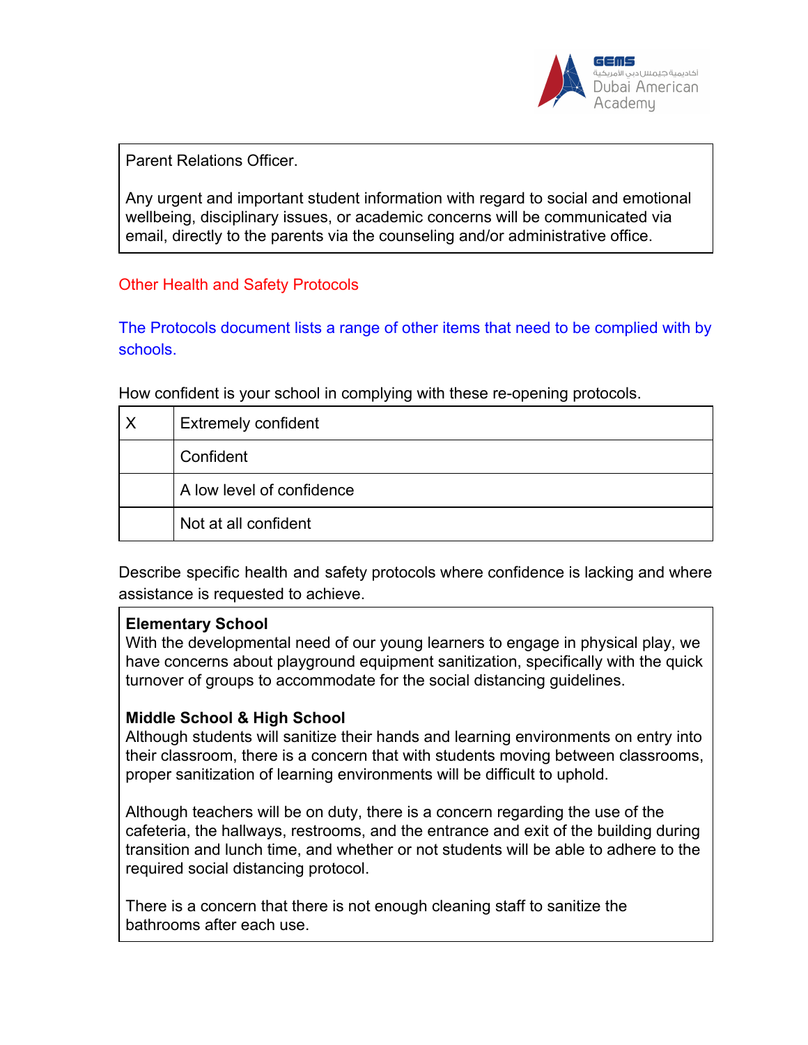Parent Relations Officer.

Any urgent and important student information with regard to social and emotional wellbeing, disciplinary issues, or academic concerns will be communicated via email, directly to the parents via the counseling and/or administrative office.

## Other Health and Safety Protocols

The Protocols document lists a range of other items that need to be complied with by schools.

How confident is your school in complying with these re-opening protocols.

| | |
|---|---|
| X | Extremely confident |
| | Confident |
| | A low level of confidence |
| | Not at all confident |

Describe specific health and safety protocols where confidence is lacking and where assistance is requested to achieve.

**Elementary School**
With the developmental need of our young learners to engage in physical play, we have concerns about playground equipment sanitization, specifically with the quick turnover of groups to accommodate for the social distancing guidelines.

**Middle School & High School**
Although students will sanitize their hands and learning environments on entry into their classroom, there is a concern that with students moving between classrooms, proper sanitization of learning environments will be difficult to uphold.

Although teachers will be on duty, there is a concern regarding the use of the cafeteria, the hallways, restrooms, and the entrance and exit of the building during transition and lunch time, and whether or not students will be able to adhere to the required social distancing protocol.

There is a concern that there is not enough cleaning staff to sanitize the bathrooms after each use.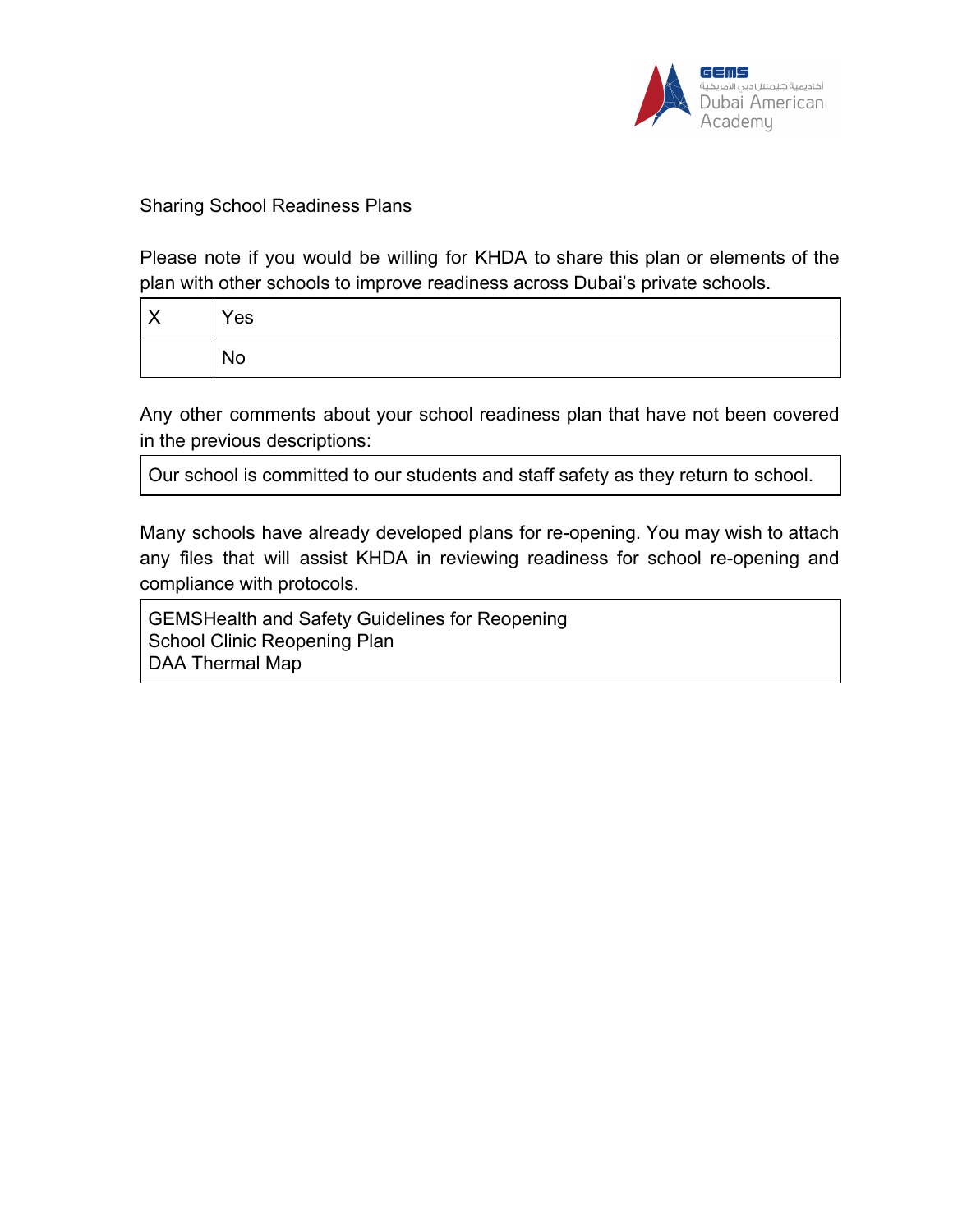Sharing School Readiness Plans

Please note if you would be willing for KHDA to share this plan or elements of the plan with other schools to improve readiness across Dubai's private schools.

| | |
|---|---|
| X | Yes |
| | No |

Any other comments about your school readiness plan that have not been covered in the previous descriptions:

| |
|---|
| Our school is committed to our students and staff safety as they return to school. |

Many schools have already developed plans for re-opening. You may wish to attach any files that will assist KHDA in reviewing readiness for school re-opening and compliance with protocols.

| |
|---|
| GEMSHealth and Safety Guidelines for Reopening<br>School Clinic Reopening Plan<br>DAA Thermal Map |